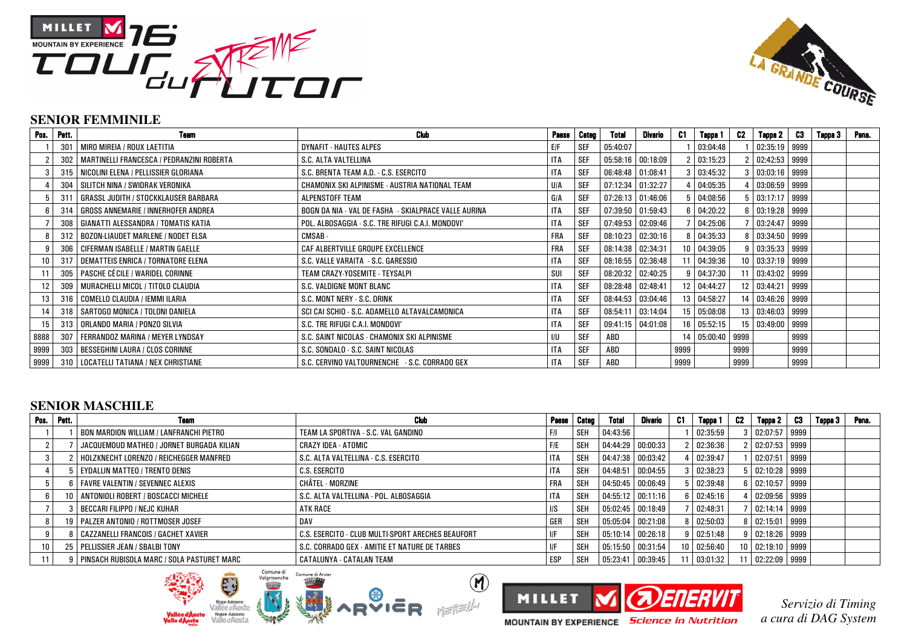## SENIOR FEMMINILE

| Pos. | Pett. | Team | Club | Paese | Categ | Total | Divario | C1 | Tappa 1 | C2 | Tappa 2 | C3 | Tappa 3 | Pena. |
|---|---|---|---|---|---|---|---|---|---|---|---|---|---|---|
| 1 | 301 | MIRO MIREIA / ROUX LAETITIA | DYNAFIT - HAUTES ALPES | E/F | SEF | 05:40:07 | | 1 | 03:04:48 | 1 | 02:35:19 | 9999 | | |
| 2 | 302 | MARTINELLI FRANCESCA / PEDRANZINI ROBERTA | S.C. ALTA VALTELLINA | ITA | SEF | 05:58:16 | 00:18:09 | 2 | 03:15:23 | 2 | 02:42:53 | 9999 | | |
| 3 | 315 | NICOLINI ELENA / PELLISSIER GLORIANA | S.C. BRENTA TEAM A.D. - C.S. ESERCITO | ITA | SEF | 06:48:48 | 01:08:41 | 3 | 03:45:32 | 3 | 03:03:16 | 9999 | | |
| 4 | 304 | SILITCH NINA / SWIDRAK VERONIKA | CHAMONIX SKI ALPINISME - AUSTRIA NATIONAL TEAM | U/A | SEF | 07:12:34 | 01:32:27 | 4 | 04:05:35 | 4 | 03:06:59 | 9999 | | |
| 5 | 311 | GRASSL JUDITH / STOCKKLAUSER BARBARA | ALPENSTOFF TEAM | G/A | SEF | 07:26:13 | 01:46:06 | 5 | 04:08:56 | 5 | 03:17:17 | 9999 | | |
| 6 | 314 | GROSS ANNEMARIE / INNERHOFER ANDREA | BOGN DA NIA - VAL DE FASHA - SKIALPRACE VALLE AURINA | ITA | SEF | 07:39:50 | 01:59:43 | 6 | 04:20:22 | 6 | 03:19:28 | 9999 | | |
| 7 | 308 | GIANATTI ALESSANDRA / TOMATIS KATIA | POL. ALBOSAGGIA - S.C. TRE RIFUGI C.A.I. MONDOVI' | ITA | SEF | 07:49:53 | 02:09:46 | 7 | 04:25:06 | 7 | 03:24:47 | 9999 | | |
| 8 | 312 | BOZON-LIAUDET MARLENE / NODET ELSA | CMSAB - | FRA | SEF | 08:10:23 | 02:30:16 | 8 | 04:35:33 | 8 | 03:34:50 | 9999 | | |
| 9 | 306 | CIFERMAN ISABELLE / MARTIN GAELLE | CAF ALBERTVILLE GROUPE EXCELLENCE | FRA | SEF | 08:14:38 | 02:34:31 | 10 | 04:39:05 | 9 | 03:35:33 | 9999 | | |
| 10 | 317 | DEMATTEIS ENRICA / TORNATORE ELENA | S.C. VALLE VARAITA - S.C. GARESSIO | ITA | SEF | 08:16:55 | 02:36:48 | 11 | 04:39:36 | 10 | 03:37:19 | 9999 | | |
| 11 | 305 | PASCHE CÉCILE / WARIDEL CORINNE | TEAM CRAZY-YOSEMITE - TEYSALPI | SUI | SEF | 08:20:32 | 02:40:25 | 9 | 04:37:30 | 11 | 03:43:02 | 9999 | | |
| 12 | 309 | MURACHELLI MICOL / TITOLO CLAUDIA | S.C. VALDIGNE MONT BLANC | ITA | SEF | 08:28:48 | 02:48:41 | 12 | 04:44:27 | 12 | 03:44:21 | 9999 | | |
| 13 | 316 | COMELLO CLAUDIA / IEMMI ILARIA | S.C. MONT NERY - S.C. DRINK | ITA | SEF | 08:44:53 | 03:04:46 | 13 | 04:58:27 | 14 | 03:46:26 | 9999 | | |
| 14 | 318 | SARTOGO MONICA / TOLONI DANIELA | SCI CAI SCHIO - S.C. ADAMELLO ALTAVALCAMONICA | ITA | SEF | 08:54:11 | 03:14:04 | 15 | 05:08:08 | 13 | 03:46:03 | 9999 | | |
| 15 | 313 | ORLANDO MARIA / PONZO SILVIA | S.C. TRE RIFUGI C.A.I. MONDOVI' | ITA | SEF | 09:41:15 | 04:01:08 | 16 | 05:52:15 | 15 | 03:49:00 | 9999 | | |
| 8888 | 307 | FERRANDOZ MARINA / MEYER LYNDSAY | S.C. SAINT NICOLAS - CHAMONIX SKI ALPINISME | I/U | SEF | ABD | | 14 | 05:00:40 | 9999 | | 9999 | | |
| 9999 | 303 | BESSEGHINI LAURA / CLOS CORINNE | S.C. SONDALO - S.C. SAINT NICOLAS | ITA | SEF | ABD | | 9999 | | 9999 | | 9999 | | |
| 9999 | 310 | LOCATELLI TATIANA / NEX CHRISTIANE | S.C. CERVINO VALTOURNENCHE - S.C. CORRADO GEX | ITA | SEF | ABD | | 9999 | | 9999 | | 9999 | | |

## SENIOR MASCHILE

| Pos. | Pett. | Team | Club | Paese | Categ | Total | Divario | C1 | Tappa 1 | C2 | Tappa 2 | C3 | Tappa 3 | Pena. |
|---|---|---|---|---|---|---|---|---|---|---|---|---|---|---|
| 1 | 1 | BON MARDION WILLIAM / LANFRANCHI PIETRO | TEAM LA SPORTIVA - S.C. VAL GANDINO | F/I | SEH | 04:43:56 | | 1 | 02:35:59 | 3 | 02:07:57 | 9999 | | |
| 2 | 7 | JACQUEMOUD MATHEO / JORNET BURGADA KILIAN | CRAZY IDEA - ATOMIC | F/E | SEH | 04:44:29 | 00:00:33 | 2 | 02:36:36 | 2 | 02:07:53 | 9999 | | |
| 3 | 2 | HOLZKNECHT LORENZO / REICHEGGER MANFRED | S.C. ALTA VALTELLINA - C.S. ESERCITO | ITA | SEH | 04:47:38 | 00:03:42 | 4 | 02:39:47 | 1 | 02:07:51 | 9999 | | |
| 4 | 5 | EYDALLIN MATTEO / TRENTO DENIS | C.S. ESERCITO | ITA | SEH | 04:48:51 | 00:04:55 | 3 | 02:38:23 | 5 | 02:10:28 | 9999 | | |
| 5 | 6 | FAVRE VALENTIN / SEVENNEC ALEXIS | CHÂTEL - MORZINE | FRA | SEH | 04:50:45 | 00:06:49 | 5 | 02:39:48 | 6 | 02:10:57 | 9999 | | |
| 6 | 10 | ANTONIOLI ROBERT / BOSCACCI MICHELE | S.C. ALTA VALTELLINA - POL. ALBOSAGGIA | ITA | SEH | 04:55:12 | 00:11:16 | 6 | 02:45:16 | 4 | 02:09:56 | 9999 | | |
| 7 | 3 | BECCARI FILIPPO / NEJC KUHAR | ATK RACE | I/S | SEH | 05:02:45 | 00:18:49 | 7 | 02:48:31 | 7 | 02:14:14 | 9999 | | |
| 8 | 19 | PALZER ANTONIO / ROTTMOSER JOSEF | DAV | GER | SEH | 05:05:04 | 00:21:08 | 8 | 02:50:03 | 8 | 02:15:01 | 9999 | | |
| 9 | 8 | CAZZANELLI FRANCOIS / GACHET XAVIER | C.S. ESERCITO - CLUB MULTI-SPORT ARECHES BEAUFORT | I/F | SEH | 05:10:14 | 00:26:18 | 9 | 02:51:48 | 9 | 02:18:26 | 9999 | | |
| 10 | 25 | PELLISSIER JEAN / SBALBI TONY | S.C. CORRADO GEX - AMITIE ET NATURE DE TARBES | I/F | SEH | 05:15:50 | 00:31:54 | 10 | 02:56:40 | 10 | 02:19:10 | 9999 | | |
| 11 | 9 | PINSACH RUBISOLA MARC / SOLA PASTURET MARC | CATALUNYA - CATALAN TEAM | ESP | SEH | 05:23:41 | 00:39:45 | 11 | 03:01:32 | 11 | 02:22:09 | 9999 | | |

*Servizio di Timing a cura di DAG System*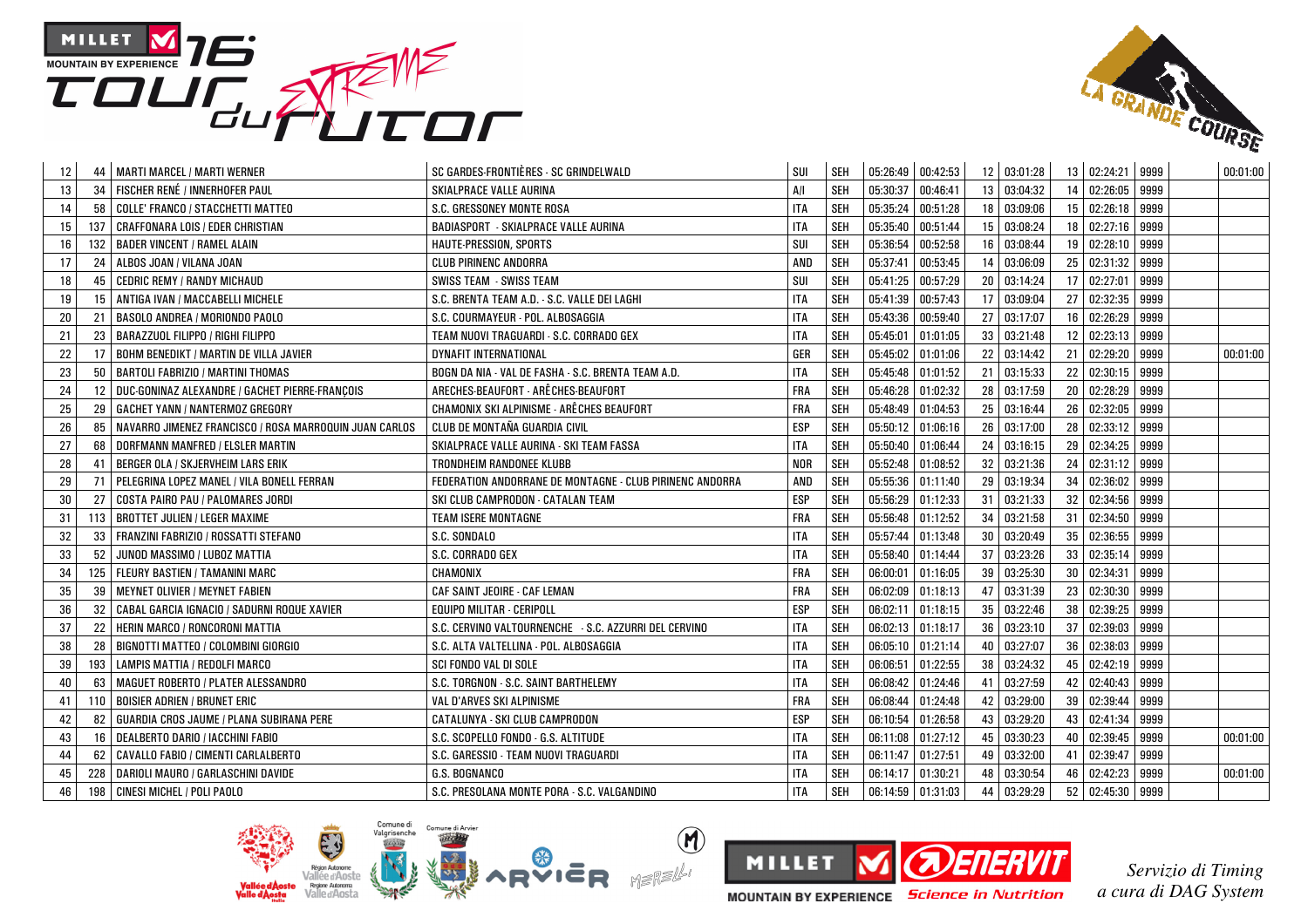| | | | | | | | | | | | | | |
|---|---|---|---|---|---|---|---|---|---|---|---|---|---|
| 12 | 44 | MARTI MARCEL / MARTI WERNER | SC GARDES-FRONTIÈRES - SC GRINDELWALD | SUI | SEH | 05:26:49 | 00:42:53 | 12 | 03:01:28 | 13 | 02:24:21 | 9999 | 00:01:00 |
| 13 | 34 | FISCHER RENÉ / INNERHOFER PAUL | SKIALPRACE VALLE AURINA | A/I | SEH | 05:30:37 | 00:46:41 | 13 | 03:04:32 | 14 | 02:26:05 | 9999 | |
| 14 | 58 | COLLE' FRANCO / STACCHETTI MATTEO | S.C. GRESSONEY MONTE ROSA | ITA | SEH | 05:35:24 | 00:51:28 | 18 | 03:09:06 | 15 | 02:26:18 | 9999 | |
| 15 | 137 | CRAFFONARA LOIS / EDER CHRISTIAN | BADIASPORT - SKIALPRACE VALLE AURINA | ITA | SEH | 05:35:40 | 00:51:44 | 15 | 03:08:24 | 18 | 02:27:16 | 9999 | |
| 16 | 132 | BADER VINCENT / RAMEL ALAIN | HAUTE-PRESSION, SPORTS | SUI | SEH | 05:36:54 | 00:52:58 | 16 | 03:08:44 | 19 | 02:28:10 | 9999 | |
| 17 | 24 | ALBOS JOAN / VILANA JOAN | CLUB PIRINENC ANDORRA | AND | SEH | 05:37:41 | 00:53:45 | 14 | 03:06:09 | 25 | 02:31:32 | 9999 | |
| 18 | 45 | CEDRIC REMY / RANDY MICHAUD | SWISS TEAM - SWISS TEAM | SUI | SEH | 05:41:25 | 00:57:29 | 20 | 03:14:24 | 17 | 02:27:01 | 9999 | |
| 19 | 15 | ANTIGA IVAN / MACCABELLI MICHELE | S.C. BRENTA TEAM A.D. - S.C. VALLE DEI LAGHI | ITA | SEH | 05:41:39 | 00:57:43 | 17 | 03:09:04 | 27 | 02:32:35 | 9999 | |
| 20 | 21 | BASOLO ANDREA / MORIONDO PAOLO | S.C. COURMAYEUR - POL. ALBOSAGGIA | ITA | SEH | 05:43:36 | 00:59:40 | 27 | 03:17:07 | 16 | 02:26:29 | 9999 | |
| 21 | 23 | BARAZZUOL FILIPPO / RIGHI FILIPPO | TEAM NUOVI TRAGUARDI - S.C. CORRADO GEX | ITA | SEH | 05:45:01 | 01:01:05 | 33 | 03:21:48 | 12 | 02:23:13 | 9999 | |
| 22 | 17 | BOHM BENEDIKT / MARTIN DE VILLA JAVIER | DYNAFIT INTERNATIONAL | GER | SEH | 05:45:02 | 01:01:06 | 22 | 03:14:42 | 21 | 02:29:20 | 9999 | 00:01:00 |
| 23 | 50 | BARTOLI FABRIZIO / MARTINI THOMAS | BOGN DA NIA - VAL DE FASHA - S.C. BRENTA TEAM A.D. | ITA | SEH | 05:45:48 | 01:01:52 | 21 | 03:15:33 | 22 | 02:30:15 | 9999 | |
| 24 | 12 | DUC-GONINAZ ALEXANDRE / GACHET PIERRE-FRANÇOIS | ARECHES-BEAUFORT - ARÊCHES-BEAUFORT | FRA | SEH | 05:46:28 | 01:02:32 | 28 | 03:17:59 | 20 | 02:28:29 | 9999 | |
| 25 | 29 | GACHET YANN / NANTERMOZ GREGORY | CHAMONIX SKI ALPINISME - ARÊCHES BEAUFORT | FRA | SEH | 05:48:49 | 01:04:53 | 25 | 03:16:44 | 26 | 02:32:05 | 9999 | |
| 26 | 85 | NAVARRO JIMENEZ FRANCISCO / ROSA MARROQUIN JUAN CARLOS | CLUB DE MONTAÑA GUARDIA CIVIL | ESP | SEH | 05:50:12 | 01:06:16 | 26 | 03:17:00 | 28 | 02:33:12 | 9999 | |
| 27 | 68 | DORFMANN MANFRED / ELSLER MARTIN | SKIALPRACE VALLE AURINA - SKI TEAM FASSA | ITA | SEH | 05:50:40 | 01:06:44 | 24 | 03:16:15 | 29 | 02:34:25 | 9999 | |
| 28 | 41 | BERGER OLA / SKJERVHEIM LARS ERIK | TRONDHEIM RANDONEE KLUBB | NOR | SEH | 05:52:48 | 01:08:52 | 32 | 03:21:36 | 24 | 02:31:12 | 9999 | |
| 29 | 71 | PELEGRINA LOPEZ MANEL / VILA BONELL FERRAN | FEDERATION ANDORRANE DE MONTAGNE - CLUB PIRINENC ANDORRA | AND | SEH | 05:55:36 | 01:11:40 | 29 | 03:19:34 | 34 | 02:36:02 | 9999 | |
| 30 | 27 | COSTA PAIRO PAU / PALOMARES JORDI | SKI CLUB CAMPRODON - CATALAN TEAM | ESP | SEH | 05:56:29 | 01:12:33 | 31 | 03:21:33 | 32 | 02:34:56 | 9999 | |
| 31 | 113 | BROTTET JULIEN / LEGER MAXIME | TEAM ISERE MONTAGNE | FRA | SEH | 05:56:48 | 01:12:52 | 34 | 03:21:58 | 31 | 02:34:50 | 9999 | |
| 32 | 33 | FRANZINI FABRIZIO / ROSSATTI STEFANO | S.C. SONDALO | ITA | SEH | 05:57:44 | 01:13:48 | 30 | 03:20:49 | 35 | 02:36:55 | 9999 | |
| 33 | 52 | JUNOD MASSIMO / LUBOZ MATTIA | S.C. CORRADO GEX | ITA | SEH | 05:58:40 | 01:14:44 | 37 | 03:23:26 | 33 | 02:35:14 | 9999 | |
| 34 | 125 | FLEURY BASTIEN / TAMANINI MARC | CHAMONIX | FRA | SEH | 06:00:01 | 01:16:05 | 39 | 03:25:30 | 30 | 02:34:31 | 9999 | |
| 35 | 39 | MEYNET OLIVIER / MEYNET FABIEN | CAF SAINT JEOIRE - CAF LEMAN | FRA | SEH | 06:02:09 | 01:18:13 | 47 | 03:31:39 | 23 | 02:30:30 | 9999 | |
| 36 | 32 | CABAL GARCIA IGNACIO / SADURNI ROQUE XAVIER | EQUIPO MILITAR - CERIPOLL | ESP | SEH | 06:02:11 | 01:18:15 | 35 | 03:22:46 | 38 | 02:39:25 | 9999 | |
| 37 | 22 | HERIN MARCO / RONCORONI MATTIA | S.C. CERVINO VALTOURNENCHE - S.C. AZZURRI DEL CERVINO | ITA | SEH | 06:02:13 | 01:18:17 | 36 | 03:23:10 | 37 | 02:39:03 | 9999 | |
| 38 | 28 | BIGNOTTI MATTEO / COLOMBINI GIORGIO | S.C. ALTA VALTELLINA - POL. ALBOSAGGIA | ITA | SEH | 06:05:10 | 01:21:14 | 40 | 03:27:07 | 36 | 02:38:03 | 9999 | |
| 39 | 193 | LAMPIS MATTIA / REDOLFI MARCO | SCI FONDO VAL DI SOLE | ITA | SEH | 06:06:51 | 01:22:55 | 38 | 03:24:32 | 45 | 02:42:19 | 9999 | |
| 40 | 63 | MAGUET ROBERTO / PLATER ALESSANDRO | S.C. TORGNON - S.C. SAINT BARTHELEMY | ITA | SEH | 06:08:42 | 01:24:46 | 41 | 03:27:59 | 42 | 02:40:43 | 9999 | |
| 41 | 110 | BOISIER ADRIEN / BRUNET ERIC | VAL D'ARVES SKI ALPINISME | FRA | SEH | 06:08:44 | 01:24:48 | 42 | 03:29:00 | 39 | 02:39:44 | 9999 | |
| 42 | 82 | GUARDIA CROS JAUME / PLANA SUBIRANA PERE | CATALUNYA - SKI CLUB CAMPRODON | ESP | SEH | 06:10:54 | 01:26:58 | 43 | 03:29:20 | 43 | 02:41:34 | 9999 | |
| 43 | 16 | DEALBERTO DARIO / IACCHINI FABIO | S.C. SCOPELLO FONDO - G.S. ALTITUDE | ITA | SEH | 06:11:08 | 01:27:12 | 45 | 03:30:23 | 40 | 02:39:45 | 9999 | 00:01:00 |
| 44 | 62 | CAVALLO FABIO / CIMENTI CARLALBERTO | S.C. GARESSIO - TEAM NUOVI TRAGUARDI | ITA | SEH | 06:11:47 | 01:27:51 | 49 | 03:32:00 | 41 | 02:39:47 | 9999 | |
| 45 | 228 | DARIOLI MAURO / GARLASCHINI DAVIDE | G.S. BOGNANCO | ITA | SEH | 06:14:17 | 01:30:21 | 48 | 03:30:54 | 46 | 02:42:23 | 9999 | 00:01:00 |
| 46 | 198 | CINESI MICHEL / POLI PAOLO | S.C. PRESOLANA MONTE PORA - S.C. VALGANDINO | ITA | SEH | 06:14:59 | 01:31:03 | 44 | 03:29:29 | 52 | 02:45:30 | 9999 | |

*Servizio di Timing a cura di DAG System*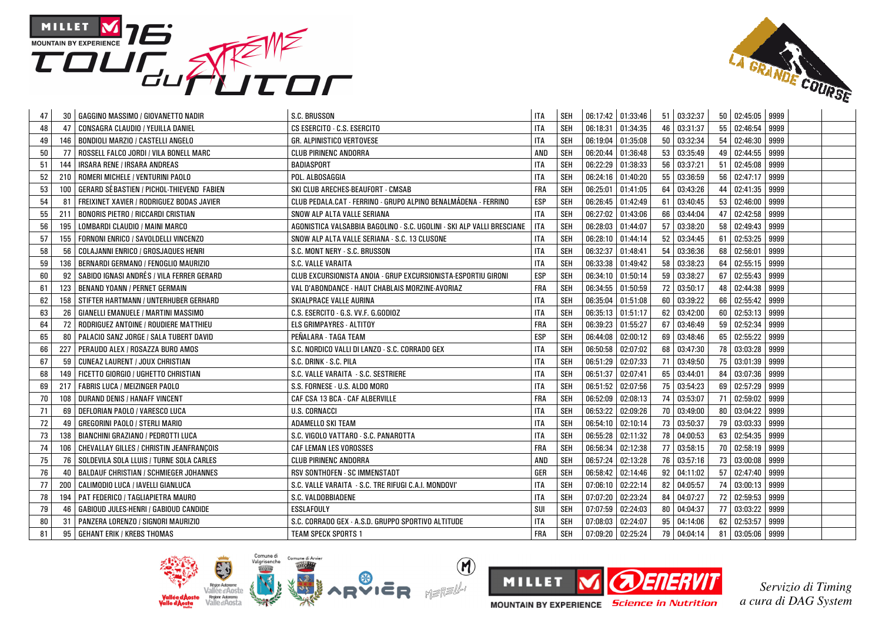| | | | | | | | | | | | | | | |
|---|---|---|---|---|---|---|---|---|---|---|---|---|---|---|
| 47 | 30 | GAGGINO MASSIMO / GIOVANETTO NADIR | S.C. BRUSSON | ITA | SEH | 06:17:42 | 01:33:46 | 51 | 03:32:37 | 50 | 02:45:05 | 9999 | | |
| 48 | 47 | CONSAGRA CLAUDIO / YEUILLA DANIEL | CS ESERCITO - C.S. ESERCITO | ITA | SEH | 06:18:31 | 01:34:35 | 46 | 03:31:37 | 55 | 02:46:54 | 9999 | | |
| 49 | 146 | BONDIOLI MARZIO / CASTELLI ANGELO | GR. ALPINISTICO VERTOVESE | ITA | SEH | 06:19:04 | 01:35:08 | 50 | 03:32:34 | 54 | 02:46:30 | 9999 | | |
| 50 | 77 | ROSSELL FALCO JORDI / VILA BONELL MARC | CLUB PIRINENC ANDORRA | AND | SEH | 06:20:44 | 01:36:48 | 53 | 03:35:49 | 49 | 02:44:55 | 9999 | | |
| 51 | 144 | IRSARA RENE / IRSARA ANDREAS | BADIASPORT | ITA | SEH | 06:22:29 | 01:38:33 | 56 | 03:37:21 | 51 | 02:45:08 | 9999 | | |
| 52 | 210 | ROMERI MICHELE / VENTURINI PAOLO | POL. ALBOSAGGIA | ITA | SEH | 06:24:16 | 01:40:20 | 55 | 03:36:59 | 56 | 02:47:17 | 9999 | | |
| 53 | 100 | GERARD SÉBASTIEN / PICHOL-THIEVEND FABIEN | SKI CLUB ARECHES-BEAUFORT - CMSAB | FRA | SEH | 06:25:01 | 01:41:05 | 64 | 03:43:26 | 44 | 02:41:35 | 9999 | | |
| 54 | 81 | FREIXINET XAVIER / RODRIGUEZ BODAS JAVIER | CLUB PEDALA.CAT - FERRINO - GRUPO ALPINO BENALMÁDENA - FERRINO | ESP | SEH | 06:26:45 | 01:42:49 | 61 | 03:40:45 | 53 | 02:46:00 | 9999 | | |
| 55 | 211 | BONORIS PIETRO / RICCARDI CRISTIAN | SNOW ALP ALTA VALLE SERIANA | ITA | SEH | 06:27:02 | 01:43:06 | 66 | 03:44:04 | 47 | 02:42:58 | 9999 | | |
| 56 | 195 | LOMBARDI CLAUDIO / MAINI MARCO | AGONISTICA VALSABBIA BAGOLINO - S.C. UGOLINI - SKI ALP VALLI BRESCIANE | ITA | SEH | 06:28:03 | 01:44:07 | 57 | 03:38:20 | 58 | 02:49:43 | 9999 | | |
| 57 | 155 | FORNONI ENRICO / SAVOLDELLI VINCENZO | SNOW ALP ALTA VALLE SERIANA - S.C. 13 CLUSONE | ITA | SEH | 06:28:10 | 01:44:14 | 52 | 03:34:45 | 61 | 02:53:25 | 9999 | | |
| 58 | 56 | COLAJANNI ENRICO / GROSJAQUES HENRI | S.C. MONT NERY - S.C. BRUSSON | ITA | SEH | 06:32:37 | 01:48:41 | 54 | 03:36:36 | 68 | 02:56:01 | 9999 | | |
| 59 | 136 | BERNARDI GERMANO / FENOGLIO MAURIZIO | S.C. VALLE VARAITA | ITA | SEH | 06:33:38 | 01:49:42 | 58 | 03:38:23 | 64 | 02:55:15 | 9999 | | |
| 60 | 92 | SABIDO IGNASI ANDRÉS / VILA FERRER GERARD | CLUB EXCURSIONISTA ANOIA - GRUP EXCURSIONISTA-ESPORTIU GIRONI | ESP | SEH | 06:34:10 | 01:50:14 | 59 | 03:38:27 | 67 | 02:55:43 | 9999 | | |
| 61 | 123 | BENAND YOANN / PERNET GERMAIN | VAL D'ABONDANCE - HAUT CHABLAIS MORZINE-AVORIAZ | FRA | SEH | 06:34:55 | 01:50:59 | 72 | 03:50:17 | 48 | 02:44:38 | 9999 | | |
| 62 | 158 | STIFTER HARTMANN / UNTERHUBER GERHARD | SKIALPRACE VALLE AURINA | ITA | SEH | 06:35:04 | 01:51:08 | 60 | 03:39:22 | 66 | 02:55:42 | 9999 | | |
| 63 | 26 | GIANELLI EMANUELE / MARTINI MASSIMO | C.S. ESERCITO - G.S. VV.F. G.GODIOZ | ITA | SEH | 06:35:13 | 01:51:17 | 62 | 03:42:00 | 60 | 02:53:13 | 9999 | | |
| 64 | 72 | RODRIGUEZ ANTOINE / ROUDIERE MATTHIEU | ELS GRIMPAYRES - ALTITOY | FRA | SEH | 06:39:23 | 01:55:27 | 67 | 03:46:49 | 59 | 02:52:34 | 9999 | | |
| 65 | 80 | PALACIO SANZ JORGE / SALA TUBERT DAVID | PEÑALARA - TAGA TEAM | ESP | SEH | 06:44:08 | 02:00:12 | 69 | 03:48:46 | 65 | 02:55:22 | 9999 | | |
| 66 | 227 | PERAUDO ALEX / ROSAZZA BURO AMOS | S.C. NORDICO VALLI DI LANZO - S.C. CORRADO GEX | ITA | SEH | 06:50:58 | 02:07:02 | 68 | 03:47:30 | 78 | 03:03:28 | 9999 | | |
| 67 | 59 | CUNEAZ LAURENT / JOUX CHRISTIAN | S.C. DRINK - S.C. PILA | ITA | SEH | 06:51:29 | 02:07:33 | 71 | 03:49:50 | 75 | 03:01:39 | 9999 | | |
| 68 | 149 | FICETTO GIORGIO / UGHETTO CHRISTIAN | S.C. VALLE VARAITA - S.C. SESTRIERE | ITA | SEH | 06:51:37 | 02:07:41 | 65 | 03:44:01 | 84 | 03:07:36 | 9999 | | |
| 69 | 217 | FABRIS LUCA / MEIZINGER PAOLO | S.S. FORNESE - U.S. ALDO MORO | ITA | SEH | 06:51:52 | 02:07:56 | 75 | 03:54:23 | 69 | 02:57:29 | 9999 | | |
| 70 | 108 | DURAND DENIS / HANAFF VINCENT | CAF CSA 13 BCA - CAF ALBERVILLE | FRA | SEH | 06:52:09 | 02:08:13 | 74 | 03:53:07 | 71 | 02:59:02 | 9999 | | |
| 71 | 69 | DEFLORIAN PAOLO / VARESCO LUCA | U.S. CORNACCI | ITA | SEH | 06:53:22 | 02:09:26 | 70 | 03:49:00 | 80 | 03:04:22 | 9999 | | |
| 72 | 49 | GREGORINI PAOLO / STERLI MARIO | ADAMELLO SKI TEAM | ITA | SEH | 06:54:10 | 02:10:14 | 73 | 03:50:37 | 79 | 03:03:33 | 9999 | | |
| 73 | 138 | BIANCHINI GRAZIANO / PEDROTTI LUCA | S.C. VIGOLO VATTARO - S.C. PANAROTTA | ITA | SEH | 06:55:28 | 02:11:32 | 78 | 04:00:53 | 63 | 02:54:35 | 9999 | | |
| 74 | 106 | CHEVALLAY GILLES / CHRISTIN JEANFRANÇOIS | CAF LEMAN LES VOROSSES | FRA | SEH | 06:56:34 | 02:12:38 | 77 | 03:58:15 | 70 | 02:58:19 | 9999 | | |
| 75 | 76 | SOLDEVILA SOLA LLUIS / TURNE SOLA CARLES | CLUB PIRINENC ANDORRA | AND | SEH | 06:57:24 | 02:13:28 | 76 | 03:57:16 | 73 | 03:00:08 | 9999 | | |
| 76 | 40 | BALDAUF CHRISTIAN / SCHMIEGER JOHANNES | RSV SONTHOFEN - SC IMMENSTADT | GER | SEH | 06:58:42 | 02:14:46 | 92 | 04:11:02 | 57 | 02:47:40 | 9999 | | |
| 77 | 200 | CALIMODIO LUCA / IAVELLI GIANLUCA | S.C. VALLE VARAITA - S.C. TRE RIFUGI C.A.I. MONDOVI' | ITA | SEH | 07:06:10 | 02:22:14 | 82 | 04:05:57 | 74 | 03:00:13 | 9999 | | |
| 78 | 194 | PAT FEDERICO / TAGLIAPIETRA MAURO | S.C. VALDOBBIADENE | ITA | SEH | 07:07:20 | 02:23:24 | 84 | 04:07:27 | 72 | 02:59:53 | 9999 | | |
| 79 | 46 | GABIOUD JULES-HENRI / GABIOUD CANDIDE | ESSLAFOULY | SUI | SEH | 07:07:59 | 02:24:03 | 80 | 04:04:37 | 77 | 03:03:22 | 9999 | | |
| 80 | 31 | PANZERA LORENZO / SIGNORI MAURIZIO | S.C. CORRADO GEX - A.S.D. GRUPPO SPORTIVO ALTITUDE | ITA | SEH | 07:08:03 | 02:24:07 | 95 | 04:14:06 | 62 | 02:53:57 | 9999 | | |
| 81 | 95 | GEHANT ERIK / KREBS THOMAS | TEAM SPECK SPORTS 1 | FRA | SEH | 07:09:20 | 02:25:24 | 79 | 04:04:14 | 81 | 03:05:06 | 9999 | | |

*Servizio di Timing a cura di DAG System*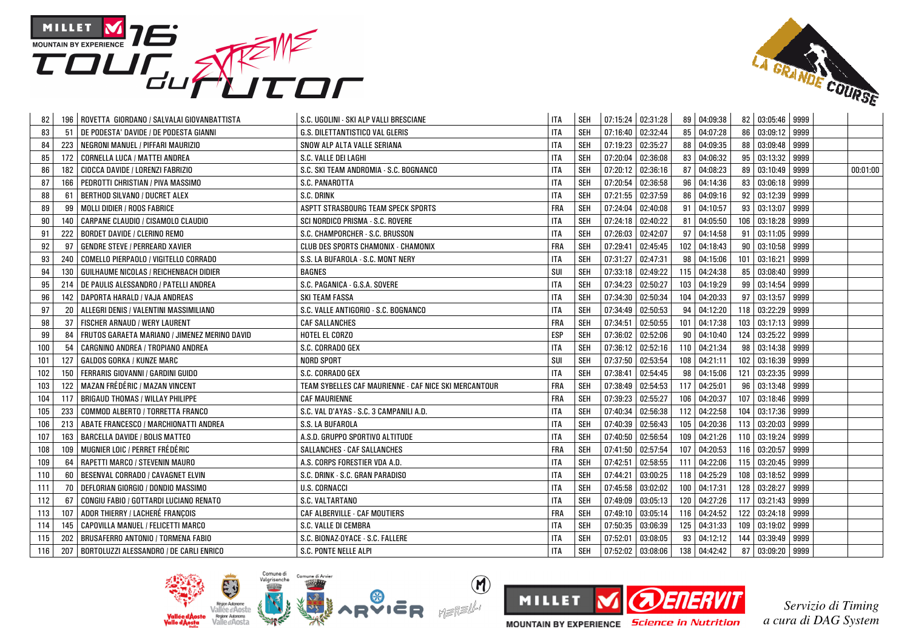| | | | | | | | | | | | | | | |
|---|---|---|---|---|---|---|---|---|---|---|---|---|---|---|
| 82 | 196 | ROVETTA GIORDANO / SALVALAI GIOVANBATTISTA | S.C. UGOLINI - SKI ALP VALLI BRESCIANE | ITA | SEH | 07:15:24 | 02:31:28 | 89 | 04:09:38 | 82 | 03:05:46 | 9999 | | |
| 83 | 51 | DE PODESTA' DAVIDE / DE PODESTA GIANNI | G.S. DILETTANTISTICO VAL GLERIS | ITA | SEH | 07:16:40 | 02:32:44 | 85 | 04:07:28 | 86 | 03:09:12 | 9999 | | |
| 84 | 223 | NEGRONI MANUEL / PIFFARI MAURIZIO | SNOW ALP ALTA VALLE SERIANA | ITA | SEH | 07:19:23 | 02:35:27 | 88 | 04:09:35 | 88 | 03:09:48 | 9999 | | |
| 85 | 172 | CORNELLA LUCA / MATTEI ANDREA | S.C. VALLE DEI LAGHI | ITA | SEH | 07:20:04 | 02:36:08 | 83 | 04:06:32 | 95 | 03:13:32 | 9999 | | |
| 86 | 182 | CIOCCA DAVIDE / LORENZI FABRIZIO | S.C. SKI TEAM ANDROMIA - S.C. BOGNANCO | ITA | SEH | 07:20:12 | 02:36:16 | 87 | 04:08:23 | 89 | 03:10:49 | 9999 | | 00:01:00 |
| 87 | 166 | PEDROTTI CHRISTIAN / PIVA MASSIMO | S.C. PANAROTTA | ITA | SEH | 07:20:54 | 02:36:58 | 96 | 04:14:36 | 83 | 03:06:18 | 9999 | | |
| 88 | 61 | BERTHOD SILVANO / DUCRET ALEX | S.C. DRINK | ITA | SEH | 07:21:55 | 02:37:59 | 86 | 04:09:16 | 92 | 03:12:39 | 9999 | | |
| 89 | 99 | MOLLI DIDIER / ROOS FABRICE | ASPTT STRASBOURG TEAM SPECK SPORTS | FRA | SEH | 07:24:04 | 02:40:08 | 91 | 04:10:57 | 93 | 03:13:07 | 9999 | | |
| 90 | 140 | CARPANE CLAUDIO / CISAMOLO CLAUDIO | SCI NORDICO PRISMA - S.C. ROVERE | ITA | SEH | 07:24:18 | 02:40:22 | 81 | 04:05:50 | 106 | 03:18:28 | 9999 | | |
| 91 | 222 | BORDET DAVIDE / CLERINO REMO | S.C. CHAMPORCHER - S.C. BRUSSON | ITA | SEH | 07:26:03 | 02:42:07 | 97 | 04:14:58 | 91 | 03:11:05 | 9999 | | |
| 92 | 97 | GENDRE STEVE / PERREARD XAVIER | CLUB DES SPORTS CHAMONIX - CHAMONIX | FRA | SEH | 07:29:41 | 02:45:45 | 102 | 04:18:43 | 90 | 03:10:58 | 9999 | | |
| 93 | 240 | COMELLO PIERPAOLO / VIGITELLO CORRADO | S.S. LA BUFAROLA - S.C. MONT NERY | ITA | SEH | 07:31:27 | 02:47:31 | 98 | 04:15:06 | 101 | 03:16:21 | 9999 | | |
| 94 | 130 | GUILHAUME NICOLAS / REICHENBACH DIDIER | BAGNES | SUI | SEH | 07:33:18 | 02:49:22 | 115 | 04:24:38 | 85 | 03:08:40 | 9999 | | |
| 95 | 214 | DE PAULIS ALESSANDRO / PATELLI ANDREA | S.C. PAGANICA - G.S.A. SOVERE | ITA | SEH | 07:34:23 | 02:50:27 | 103 | 04:19:29 | 99 | 03:14:54 | 9999 | | |
| 96 | 142 | DAPORTA HARALD / VAJA ANDREAS | SKI TEAM FASSA | ITA | SEH | 07:34:30 | 02:50:34 | 104 | 04:20:33 | 97 | 03:13:57 | 9999 | | |
| 97 | 20 | ALLEGRI DENIS / VALENTINI MASSIMILIANO | S.C. VALLE ANTIGORIO - S.C. BOGNANCO | ITA | SEH | 07:34:49 | 02:50:53 | 94 | 04:12:20 | 118 | 03:22:29 | 9999 | | |
| 98 | 37 | FISCHER ARNAUD / WERY LAURENT | CAF SALLANCHES | FRA | SEH | 07:34:51 | 02:50:55 | 101 | 04:17:38 | 103 | 03:17:13 | 9999 | | |
| 99 | 84 | FRUTOS GARAETA MARIANO / JIMENEZ MERINO DAVID | HOTEL EL CORZO | ESP | SEH | 07:36:02 | 02:52:06 | 90 | 04:10:40 | 124 | 03:25:22 | 9999 | | |
| 100 | 54 | CARGNINO ANDREA / TROPIANO ANDREA | S.C. CORRADO GEX | ITA | SEH | 07:36:12 | 02:52:16 | 110 | 04:21:34 | 98 | 03:14:38 | 9999 | | |
| 101 | 127 | GALDOS GORKA / KUNZE MARC | NORD SPORT | SUI | SEH | 07:37:50 | 02:53:54 | 108 | 04:21:11 | 102 | 03:16:39 | 9999 | | |
| 102 | 150 | FERRARIS GIOVANNI / GARDINI GUIDO | S.C. CORRADO GEX | ITA | SEH | 07:38:41 | 02:54:45 | 98 | 04:15:06 | 121 | 03:23:35 | 9999 | | |
| 103 | 122 | MAZAN FRÉDÉRIC / MAZAN VINCENT | TEAM SYBELLES CAF MAURIENNE - CAF NICE SKI MERCANTOUR | FRA | SEH | 07:38:49 | 02:54:53 | 117 | 04:25:01 | 96 | 03:13:48 | 9999 | | |
| 104 | 117 | BRIGAUD THOMAS / WILLAY PHILIPPE | CAF MAURIENNE | FRA | SEH | 07:39:23 | 02:55:27 | 106 | 04:20:37 | 107 | 03:18:46 | 9999 | | |
| 105 | 233 | COMMOD ALBERTO / TORRETTA FRANCO | S.C. VAL D'AYAS - S.C. 3 CAMPANILI A.D. | ITA | SEH | 07:40:34 | 02:56:38 | 112 | 04:22:58 | 104 | 03:17:36 | 9999 | | |
| 106 | 213 | ABATE FRANCESCO / MARCHIONATTI ANDREA | S.S. LA BUFAROLA | ITA | SEH | 07:40:39 | 02:56:43 | 105 | 04:20:36 | 113 | 03:20:03 | 9999 | | |
| 107 | 163 | BARCELLA DAVIDE / BOLIS MATTEO | A.S.D. GRUPPO SPORTIVO ALTITUDE | ITA | SEH | 07:40:50 | 02:56:54 | 109 | 04:21:26 | 110 | 03:19:24 | 9999 | | |
| 108 | 109 | MUGNIER LOIC / PERRET FRÉDÉRIC | SALLANCHES - CAF SALLANCHES | FRA | SEH | 07:41:50 | 02:57:54 | 107 | 04:20:53 | 116 | 03:20:57 | 9999 | | |
| 109 | 64 | RAPETTI MARCO / STEVENIN MAURO | A.S. CORPS FORESTIER VDA A.D. | ITA | SEH | 07:42:51 | 02:58:55 | 111 | 04:22:06 | 115 | 03:20:45 | 9999 | | |
| 110 | 60 | BESENVAL CORRADO / CAVAGNET ELVIN | S.C. DRINK - S.C. GRAN PARADISO | ITA | SEH | 07:44:21 | 03:00:25 | 118 | 04:25:29 | 108 | 03:18:52 | 9999 | | |
| 111 | 70 | DEFLORIAN GIORGIO / DONDIO MASSIMO | U.S. CORNACCI | ITA | SEH | 07:45:58 | 03:02:02 | 100 | 04:17:31 | 128 | 03:28:27 | 9999 | | |
| 112 | 67 | CONGIU FABIO / GOTTARDI LUCIANO RENATO | S.C. VALTARTANO | ITA | SEH | 07:49:09 | 03:05:13 | 120 | 04:27:26 | 117 | 03:21:43 | 9999 | | |
| 113 | 107 | ADOR THIERRY / LACHERÉ FRANÇOIS | CAF ALBERVILLE - CAF MOUTIERS | FRA | SEH | 07:49:10 | 03:05:14 | 116 | 04:24:52 | 122 | 03:24:18 | 9999 | | |
| 114 | 145 | CAPOVILLA MANUEL / FELICETTI MARCO | S.C. VALLE DI CEMBRA | ITA | SEH | 07:50:35 | 03:06:39 | 125 | 04:31:33 | 109 | 03:19:02 | 9999 | | |
| 115 | 202 | BRUSAFERRO ANTONIO / TORMENA FABIO | S.C. BIONAZ-OYACE - S.C. FALLERE | ITA | SEH | 07:52:01 | 03:08:05 | 93 | 04:12:12 | 144 | 03:39:49 | 9999 | | |
| 116 | 207 | BORTOLUZZI ALESSANDRO / DE CARLI ENRICO | S.C. PONTE NELLE ALPI | ITA | SEH | 07:52:02 | 03:08:06 | 138 | 04:42:42 | 87 | 03:09:20 | 9999 | | |

*Servizio di Timing a cura di DAG System*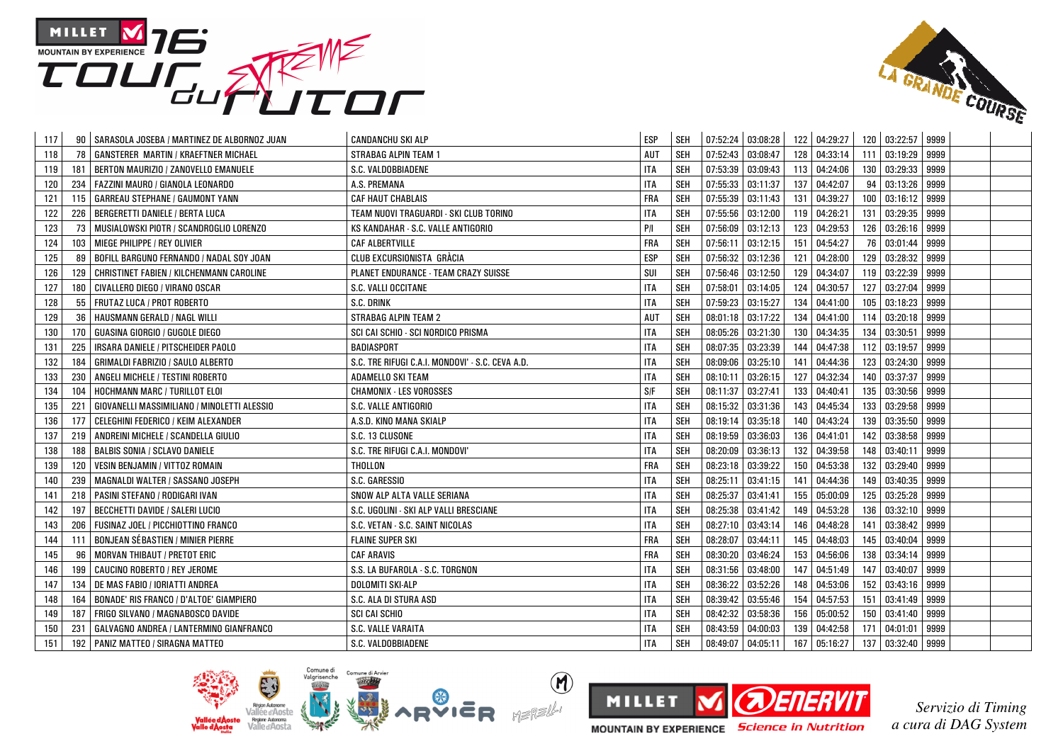| 117 | 90 | SARASOLA JOSEBA / MARTINEZ DE ALBORNOZ JUAN | CANDANCHU SKI ALP | ESP | SEH | 07:52:24 | 03:08:28 | 122 | 04:29:27 | 120 | 03:22:57 | 9999 | | |
|---|---|---|---|---|---|---|---|---|---|---|---|---|---|---|
| 118 | 78 | GANSTERER MARTIN / KRAEFTNER MICHAEL | STRABAG ALPIN TEAM 1 | AUT | SEH | 07:52:43 | 03:08:47 | 128 | 04:33:14 | 111 | 03:19:29 | 9999 | | |
| 119 | 181 | BERTON MAURIZIO / ZANOVELLO EMANUELE | S.C. VALDOBBIADENE | ITA | SEH | 07:53:39 | 03:09:43 | 113 | 04:24:06 | 130 | 03:29:33 | 9999 | | |
| 120 | 234 | FAZZINI MAURO / GIANOLA LEONARDO | A.S. PREMANA | ITA | SEH | 07:55:33 | 03:11:37 | 137 | 04:42:07 | 94 | 03:13:26 | 9999 | | |
| 121 | 115 | GARREAU STEPHANE / GAUMONT YANN | CAF HAUT CHABLAIS | FRA | SEH | 07:55:39 | 03:11:43 | 131 | 04:39:27 | 100 | 03:16:12 | 9999 | | |
| 122 | 226 | BERGERETTI DANIELE / BERTA LUCA | TEAM NUOVI TRAGUARDI - SKI CLUB TORINO | ITA | SEH | 07:55:56 | 03:12:00 | 119 | 04:26:21 | 131 | 03:29:35 | 9999 | | |
| 123 | 73 | MUSIALOWSKI PIOTR / SCANDROGLIO LORENZO | KS KANDAHAR - S.C. VALLE ANTIGORIO | P/I | SEH | 07:56:09 | 03:12:13 | 123 | 04:29:53 | 126 | 03:26:16 | 9999 | | |
| 124 | 103 | MIEGE PHILIPPE / REY OLIVIER | CAF ALBERTVILLE | FRA | SEH | 07:56:11 | 03:12:15 | 151 | 04:54:27 | 76 | 03:01:44 | 9999 | | |
| 125 | 89 | BOFILL BARGUNO FERNANDO / NADAL SOY JOAN | CLUB EXCURSIONISTA GRÀCIA | ESP | SEH | 07:56:32 | 03:12:36 | 121 | 04:28:00 | 129 | 03:28:32 | 9999 | | |
| 126 | 129 | CHRISTINET FABIEN / KILCHENMANN CAROLINE | PLANET ENDURANCE - TEAM CRAZY SUISSE | SUI | SEH | 07:56:46 | 03:12:50 | 129 | 04:34:07 | 119 | 03:22:39 | 9999 | | |
| 127 | 180 | CIVALLERO DIEGO / VIRANO OSCAR | S.C. VALLI OCCITANE | ITA | SEH | 07:58:01 | 03:14:05 | 124 | 04:30:57 | 127 | 03:27:04 | 9999 | | |
| 128 | 55 | FRUTAZ LUCA / PROT ROBERTO | S.C. DRINK | ITA | SEH | 07:59:23 | 03:15:27 | 134 | 04:41:00 | 105 | 03:18:23 | 9999 | | |
| 129 | 36 | HAUSMANN GERALD / NAGL WILLI | STRABAG ALPIN TEAM 2 | AUT | SEH | 08:01:18 | 03:17:22 | 134 | 04:41:00 | 114 | 03:20:18 | 9999 | | |
| 130 | 170 | GUASINA GIORGIO / GUGOLE DIEGO | SCI CAI SCHIO - SCI NORDICO PRISMA | ITA | SEH | 08:05:26 | 03:21:30 | 130 | 04:34:35 | 134 | 03:30:51 | 9999 | | |
| 131 | 225 | IRSARA DANIELE / PITSCHEIDER PAOLO | BADIASPORT | ITA | SEH | 08:07:35 | 03:23:39 | 144 | 04:47:38 | 112 | 03:19:57 | 9999 | | |
| 132 | 184 | GRIMALDI FABRIZIO / SAULO ALBERTO | S.C. TRE RIFUGI C.A.I. MONDOVI' - S.C. CEVA A.D. | ITA | SEH | 08:09:06 | 03:25:10 | 141 | 04:44:36 | 123 | 03:24:30 | 9999 | | |
| 133 | 230 | ANGELI MICHELE / TESTINI ROBERTO | ADAMELLO SKI TEAM | ITA | SEH | 08:10:11 | 03:26:15 | 127 | 04:32:34 | 140 | 03:37:37 | 9999 | | |
| 134 | 104 | HOCHMANN MARC / TURILLOT ELOI | CHAMONIX - LES VOROSSES | S/F | SEH | 08:11:37 | 03:27:41 | 133 | 04:40:41 | 135 | 03:30:56 | 9999 | | |
| 135 | 221 | GIOVANELLI MASSIMILIANO / MINOLETTI ALESSIO | S.C. VALLE ANTIGORIO | ITA | SEH | 08:15:32 | 03:31:36 | 143 | 04:45:34 | 133 | 03:29:58 | 9999 | | |
| 136 | 177 | CELEGHINI FEDERICO / KEIM ALEXANDER | A.S.D. KINO MANA SKIALP | ITA | SEH | 08:19:14 | 03:35:18 | 140 | 04:43:24 | 139 | 03:35:50 | 9999 | | |
| 137 | 219 | ANDREINI MICHELE / SCANDELLA GIULIO | S.C. 13 CLUSONE | ITA | SEH | 08:19:59 | 03:36:03 | 136 | 04:41:01 | 142 | 03:38:58 | 9999 | | |
| 138 | 188 | BALBIS SONIA / SCLAVO DANIELE | S.C. TRE RIFUGI C.A.I. MONDOVI' | ITA | SEH | 08:20:09 | 03:36:13 | 132 | 04:39:58 | 148 | 03:40:11 | 9999 | | |
| 139 | 120 | VESIN BENJAMIN / VITTOZ ROMAIN | THOLLON | FRA | SEH | 08:23:18 | 03:39:22 | 150 | 04:53:38 | 132 | 03:29:40 | 9999 | | |
| 140 | 239 | MAGNALDI WALTER / SASSANO JOSEPH | S.C. GARESSIO | ITA | SEH | 08:25:11 | 03:41:15 | 141 | 04:44:36 | 149 | 03:40:35 | 9999 | | |
| 141 | 218 | PASINI STEFANO / RODIGARI IVAN | SNOW ALP ALTA VALLE SERIANA | ITA | SEH | 08:25:37 | 03:41:41 | 155 | 05:00:09 | 125 | 03:25:28 | 9999 | | |
| 142 | 197 | BECCHETTI DAVIDE / SALERI LUCIO | S.C. UGOLINI - SKI ALP VALLI BRESCIANE | ITA | SEH | 08:25:38 | 03:41:42 | 149 | 04:53:28 | 136 | 03:32:10 | 9999 | | |
| 143 | 206 | FUSINAZ JOEL / PICCHIOTTINO FRANCO | S.C. VETAN - S.C. SAINT NICOLAS | ITA | SEH | 08:27:10 | 03:43:14 | 146 | 04:48:28 | 141 | 03:38:42 | 9999 | | |
| 144 | 111 | BONJEAN SÉBASTIEN / MINIER PIERRE | FLAINE SUPER SKI | FRA | SEH | 08:28:07 | 03:44:11 | 145 | 04:48:03 | 145 | 03:40:04 | 9999 | | |
| 145 | 96 | MORVAN THIBAUT / PRETOT ERIC | CAF ARAVIS | FRA | SEH | 08:30:20 | 03:46:24 | 153 | 04:56:06 | 138 | 03:34:14 | 9999 | | |
| 146 | 199 | CAUCINO ROBERTO / REY JEROME | S.S. LA BUFAROLA - S.C. TORGNON | ITA | SEH | 08:31:56 | 03:48:00 | 147 | 04:51:49 | 147 | 03:40:07 | 9999 | | |
| 147 | 134 | DE MAS FABIO / IORIATTI ANDREA | DOLOMITI SKI-ALP | ITA | SEH | 08:36:22 | 03:52:26 | 148 | 04:53:06 | 152 | 03:43:16 | 9999 | | |
| 148 | 164 | BONADE' RIS FRANCO / D'ALTOE' GIAMPIERO | S.C. ALA DI STURA ASD | ITA | SEH | 08:39:42 | 03:55:46 | 154 | 04:57:53 | 151 | 03:41:49 | 9999 | | |
| 149 | 187 | FRIGO SILVANO / MAGNABOSCO DAVIDE | SCI CAI SCHIO | ITA | SEH | 08:42:32 | 03:58:36 | 156 | 05:00:52 | 150 | 03:41:40 | 9999 | | |
| 150 | 231 | GALVAGNO ANDREA / LANTERMINO GIANFRANCO | S.C. VALLE VARAITA | ITA | SEH | 08:43:59 | 04:00:03 | 139 | 04:42:58 | 171 | 04:01:01 | 9999 | | |
| 151 | 192 | PANIZ MATTEO / SIRAGNA MATTEO | S.C. VALDOBBIADENE | ITA | SEH | 08:49:07 | 04:05:11 | 167 | 05:16:27 | 137 | 03:32:40 | 9999 | | |

*Servizio di Timing a cura di DAG System*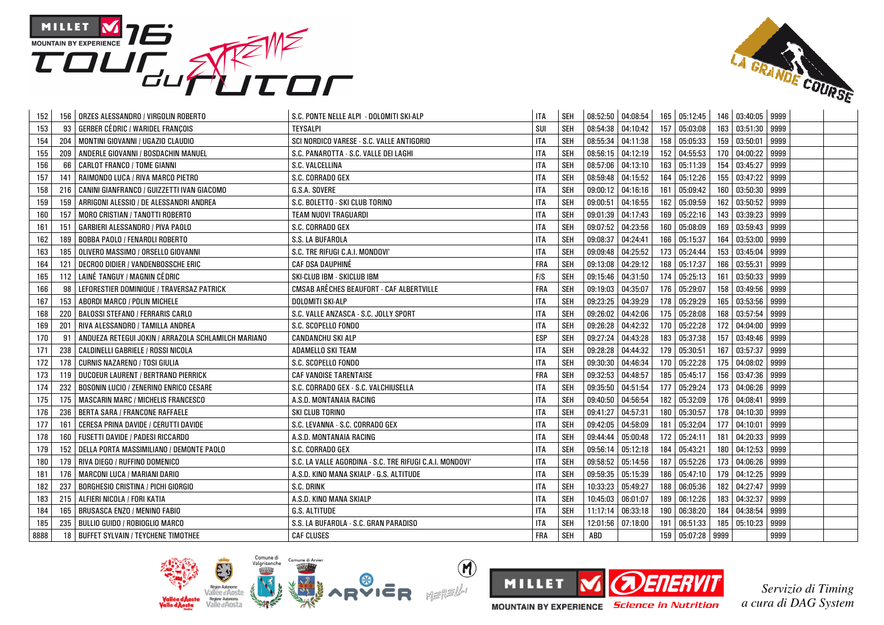| | | | | | | | | | | | | | | |
|---|---|---|---|---|---|---|---|---|---|---|---|---|---|---|
| 152 | 156 | ORZES ALESSANDRO / VIRGOLIN ROBERTO | S.C. PONTE NELLE ALPI - DOLOMITI SKI-ALP | ITA | SEH | 08:52:50 | 04:08:54 | 165 | 05:12:45 | 146 | 03:40:05 | 9999 | | |
| 153 | 93 | GERBER CÉDRIC / WARIDEL FRANÇOIS | TEYSALPI | SUI | SEH | 08:54:38 | 04:10:42 | 157 | 05:03:08 | 163 | 03:51:30 | 9999 | | |
| 154 | 204 | MONTINI GIOVANNI / UGAZIO CLAUDIO | SCI NORDICO VARESE - S.C. VALLE ANTIGORIO | ITA | SEH | 08:55:34 | 04:11:38 | 158 | 05:05:33 | 159 | 03:50:01 | 9999 | | |
| 155 | 209 | ANDERLE GIOVANNI / BOSDACHIN MANUEL | S.C. PANAROTTA - S.C. VALLE DEI LAGHI | ITA | SEH | 08:56:15 | 04:12:19 | 152 | 04:55:53 | 170 | 04:00:22 | 9999 | | |
| 156 | 66 | CARLOT FRANCO / TOME GIANNI | S.C. VALCELLINA | ITA | SEH | 08:57:06 | 04:13:10 | 163 | 05:11:39 | 154 | 03:45:27 | 9999 | | |
| 157 | 141 | RAIMONDO LUCA / RIVA MARCO PIETRO | S.C. CORRADO GEX | ITA | SEH | 08:59:48 | 04:15:52 | 164 | 05:12:26 | 155 | 03:47:22 | 9999 | | |
| 158 | 216 | CANINI GIANFRANCO / GUIZZETTI IVAN GIACOMO | G.S.A. SOVERE | ITA | SEH | 09:00:12 | 04:16:16 | 161 | 05:09:42 | 160 | 03:50:30 | 9999 | | |
| 159 | 159 | ARRIGONI ALESSIO / DE ALESSANDRI ANDREA | S.C. BOLETTO - SKI CLUB TORINO | ITA | SEH | 09:00:51 | 04:16:55 | 162 | 05:09:59 | 162 | 03:50:52 | 9999 | | |
| 160 | 157 | MORO CRISTIAN / TANOTTI ROBERTO | TEAM NUOVI TRAGUARDI | ITA | SEH | 09:01:39 | 04:17:43 | 169 | 05:22:16 | 143 | 03:39:23 | 9999 | | |
| 161 | 151 | GARBIERI ALESSANDRO / PIVA PAOLO | S.C. CORRADO GEX | ITA | SEH | 09:07:52 | 04:23:56 | 160 | 05:08:09 | 169 | 03:59:43 | 9999 | | |
| 162 | 189 | BOBBA PAOLO / FENAROLI ROBERTO | S.S. LA BUFAROLA | ITA | SEH | 09:08:37 | 04:24:41 | 166 | 05:15:37 | 164 | 03:53:00 | 9999 | | |
| 163 | 185 | OLIVERO MASSIMO / ORSELLO GIOVANNI | S.C. TRE RIFUGI C.A.I. MONDOVI' | ITA | SEH | 09:09:48 | 04:25:52 | 173 | 05:24:44 | 153 | 03:45:04 | 9999 | | |
| 164 | 121 | DECROO DIDIER / VANDENBOSSCHE ERIC | CAF DSA DAUPHINÉ | FRA | SEH | 09:13:08 | 04:29:12 | 168 | 05:17:37 | 166 | 03:55:31 | 9999 | | |
| 165 | 112 | LAINÉ TANGUY / MAGNIN CÉDRIC | SKI-CLUB IBM - SKICLUB IBM | F/S | SEH | 09:15:46 | 04:31:50 | 174 | 05:25:13 | 161 | 03:50:33 | 9999 | | |
| 166 | 98 | LEFORESTIER DOMINIQUE / TRAVERSAZ PATRICK | CMSAB ARÊCHES BEAUFORT - CAF ALBERTVILLE | FRA | SEH | 09:19:03 | 04:35:07 | 176 | 05:29:07 | 158 | 03:49:56 | 9999 | | |
| 167 | 153 | ABORDI MARCO / POLIN MICHELE | DOLOMITI SKI-ALP | ITA | SEH | 09:23:25 | 04:39:29 | 178 | 05:29:29 | 165 | 03:53:56 | 9999 | | |
| 168 | 220 | BALOSSI STEFANO / FERRARIS CARLO | S.C. VALLE ANZASCA - S.C. JOLLY SPORT | ITA | SEH | 09:26:02 | 04:42:06 | 175 | 05:28:08 | 168 | 03:57:54 | 9999 | | |
| 169 | 201 | RIVA ALESSANDRO / TAMILLA ANDREA | S.C. SCOPELLO FONDO | ITA | SEH | 09:26:28 | 04:42:32 | 170 | 05:22:28 | 172 | 04:04:00 | 9999 | | |
| 170 | 91 | ANDUEZA RETEGUI JOKIN / ARRAZOLA SCHLAMILCH MARIANO | CANDANCHU SKI ALP | ESP | SEH | 09:27:24 | 04:43:28 | 183 | 05:37:38 | 157 | 03:49:46 | 9999 | | |
| 171 | 238 | CALDINELLI GABRIELE / ROSSI NICOLA | ADAMELLO SKI TEAM | ITA | SEH | 09:28:28 | 04:44:32 | 179 | 05:30:51 | 167 | 03:57:37 | 9999 | | |
| 172 | 178 | CURNIS NAZARENO / TOSI GIULIA | S.C. SCOPELLO FONDO | ITA | SEH | 09:30:30 | 04:46:34 | 170 | 05:22:28 | 175 | 04:08:02 | 9999 | | |
| 173 | 119 | DUCOEUR LAURENT / BERTRAND PIERRICK | CAF VANOISE TARENTAISE | FRA | SEH | 09:32:53 | 04:48:57 | 185 | 05:45:17 | 156 | 03:47:36 | 9999 | | |
| 174 | 232 | BOSONIN LUCIO / ZENERINO ENRICO CESARE | S.C. CORRADO GEX - S.C. VALCHIUSELLA | ITA | SEH | 09:35:50 | 04:51:54 | 177 | 05:29:24 | 173 | 04:06:26 | 9999 | | |
| 175 | 175 | MASCARIN MARC / MICHELIS FRANCESCO | A.S.D. MONTANAIA RACING | ITA | SEH | 09:40:50 | 04:56:54 | 182 | 05:32:09 | 176 | 04:08:41 | 9999 | | |
| 176 | 236 | BERTA SARA / FRANCONE RAFFAELE | SKI CLUB TORINO | ITA | SEH | 09:41:27 | 04:57:31 | 180 | 05:30:57 | 178 | 04:10:30 | 9999 | | |
| 177 | 161 | CERESA PRINA DAVIDE / CERUTTI DAVIDE | S.C. LEVANNA - S.C. CORRADO GEX | ITA | SEH | 09:42:05 | 04:58:09 | 181 | 05:32:04 | 177 | 04:10:01 | 9999 | | |
| 178 | 160 | FUSETTI DAVIDE / PADESI RICCARDO | A.S.D. MONTANAIA RACING | ITA | SEH | 09:44:44 | 05:00:48 | 172 | 05:24:11 | 181 | 04:20:33 | 9999 | | |
| 179 | 152 | DELLA PORTA MASSIMILIANO / DEMONTE PAOLO | S.C. CORRADO GEX | ITA | SEH | 09:56:14 | 05:12:18 | 184 | 05:43:21 | 180 | 04:12:53 | 9999 | | |
| 180 | 179 | RIVA DIEGO / RUFFINO DOMENICO | S.C. LA VALLE AGORDINA - S.C. TRE RIFUGI C.A.I. MONDOVI' | ITA | SEH | 09:58:52 | 05:14:56 | 187 | 05:52:26 | 173 | 04:06:26 | 9999 | | |
| 181 | 176 | MARCONI LUCA / MARIANI DARIO | A.S.D. KINO MANA SKIALP - G.S. ALTITUDE | ITA | SEH | 09:59:35 | 05:15:39 | 186 | 05:47:10 | 179 | 04:12:25 | 9999 | | |
| 182 | 237 | BORGHESIO CRISTINA / PICHI GIORGIO | S.C. DRINK | ITA | SEH | 10:33:23 | 05:49:27 | 188 | 06:05:36 | 182 | 04:27:47 | 9999 | | |
| 183 | 215 | ALFIERI NICOLA / FORI KATIA | A.S.D. KINO MANA SKIALP | ITA | SEH | 10:45:03 | 06:01:07 | 189 | 06:12:26 | 183 | 04:32:37 | 9999 | | |
| 184 | 165 | BRUSASCA ENZO / MENINO FABIO | G.S. ALTITUDE | ITA | SEH | 11:17:14 | 06:33:18 | 190 | 06:38:20 | 184 | 04:38:54 | 9999 | | |
| 185 | 235 | BULLIO GUIDO / ROBIOGLIO MARCO | S.S. LA BUFAROLA - S.C. GRAN PARADISO | ITA | SEH | 12:01:56 | 07:18:00 | 191 | 06:51:33 | 185 | 05:10:23 | 9999 | | |
| 8888 | 18 | BUFFET SYLVAIN / TEYCHENE TIMOTHEE | CAF CLUSES | FRA | SEH | ABD | | 159 | 05:07:28 | 9999 | | 9999 | | |

*Servizio di Timing a cura di DAG System*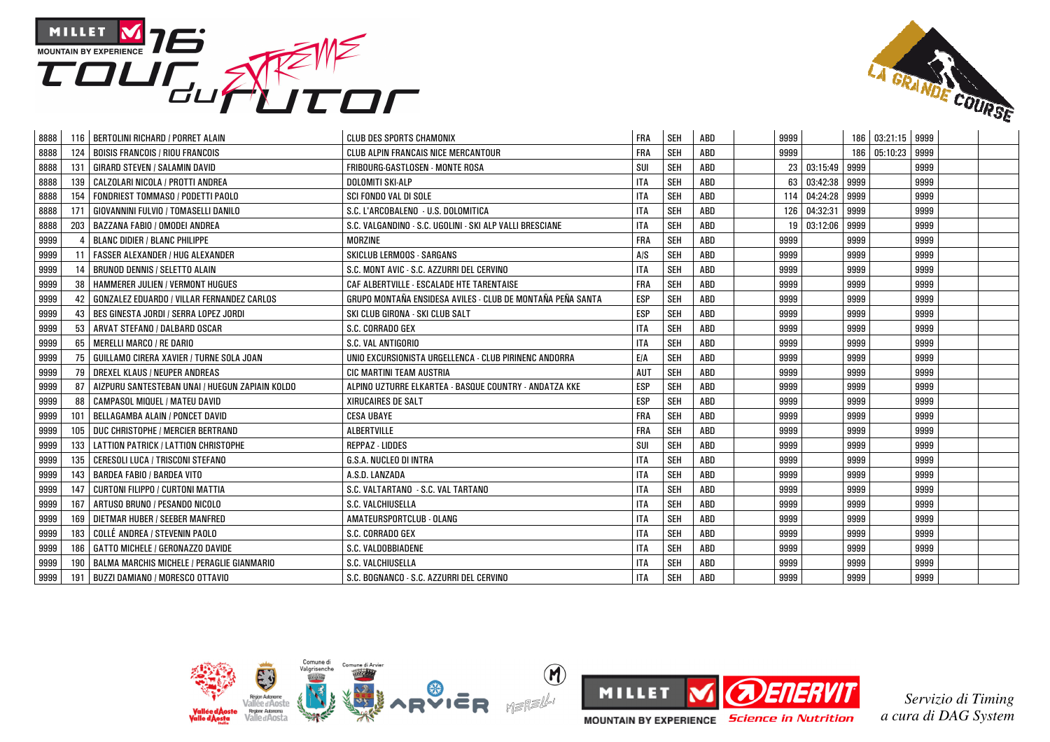| | | | | | | | | | | | | | | |
|---|---|---|---|---|---|---|---|---|---|---|---|---|---|---|
| 8888 | 116 | BERTOLINI RICHARD / PORRET ALAIN | CLUB DES SPORTS CHAMONIX | FRA | SEH | ABD | | 9999 | | 186 | 03:21:15 | 9999 | | |
| 8888 | 124 | BOISIS FRANCOIS / RIOU FRANCOIS | CLUB ALPIN FRANCAIS NICE MERCANTOUR | FRA | SEH | ABD | | 9999 | | 186 | 05:10:23 | 9999 | | |
| 8888 | 131 | GIRARD STEVEN / SALAMIN DAVID | FRIBOURG-GASTLOSEN - MONTE ROSA | SUI | SEH | ABD | | 23 | 03:15:49 | 9999 | | 9999 | | |
| 8888 | 139 | CALZOLARI NICOLA / PROTTI ANDREA | DOLOMITI SKI-ALP | ITA | SEH | ABD | | 63 | 03:42:38 | 9999 | | 9999 | | |
| 8888 | 154 | FONDRIEST TOMMASO / PODETTI PAOLO | SCI FONDO VAL DI SOLE | ITA | SEH | ABD | | 114 | 04:24:28 | 9999 | | 9999 | | |
| 8888 | 171 | GIOVANNINI FULVIO / TOMASELLI DANILO | S.C. L'ARCOBALENO - U.S. DOLOMITICA | ITA | SEH | ABD | | 126 | 04:32:31 | 9999 | | 9999 | | |
| 8888 | 203 | BAZZANA FABIO / OMODEI ANDREA | S.C. VALGANDINO - S.C. UGOLINI - SKI ALP VALLI BRESCIANE | ITA | SEH | ABD | | 19 | 03:12:06 | 9999 | | 9999 | | |
| 9999 | 4 | BLANC DIDIER / BLANC PHILIPPE | MORZINE | FRA | SEH | ABD | | 9999 | | 9999 | | 9999 | | |
| 9999 | 11 | FASSER ALEXANDER / HUG ALEXANDER | SKICLUB LERMOOS - SARGANS | A/S | SEH | ABD | | 9999 | | 9999 | | 9999 | | |
| 9999 | 14 | BRUNOD DENNIS / SELETTO ALAIN | S.C. MONT AVIC - S.C. AZZURRI DEL CERVINO | ITA | SEH | ABD | | 9999 | | 9999 | | 9999 | | |
| 9999 | 38 | HAMMERER JULIEN / VERMONT HUGUES | CAF ALBERTVILLE - ESCALADE HTE TARENTAISE | FRA | SEH | ABD | | 9999 | | 9999 | | 9999 | | |
| 9999 | 42 | GONZALEZ EDUARDO / VILLAR FERNANDEZ CARLOS | GRUPO MONTAÑA ENSIDESA AVILES - CLUB DE MONTAÑA PEÑA SANTA | ESP | SEH | ABD | | 9999 | | 9999 | | 9999 | | |
| 9999 | 43 | BES GINESTA JORDI / SERRA LOPEZ JORDI | SKI CLUB GIRONA - SKI CLUB SALT | ESP | SEH | ABD | | 9999 | | 9999 | | 9999 | | |
| 9999 | 53 | ARVAT STEFANO / DALBARD OSCAR | S.C. CORRADO GEX | ITA | SEH | ABD | | 9999 | | 9999 | | 9999 | | |
| 9999 | 65 | MERELLI MARCO / RE DARIO | S.C. VAL ANTIGORIO | ITA | SEH | ABD | | 9999 | | 9999 | | 9999 | | |
| 9999 | 75 | GUILLAMO CIRERA XAVIER / TURNE SOLA JOAN | UNIO EXCURSIONISTA URGELLENCA - CLUB PIRINENC ANDORRA | E/A | SEH | ABD | | 9999 | | 9999 | | 9999 | | |
| 9999 | 79 | DREXEL KLAUS / NEUPER ANDREAS | CIC MARTINI TEAM AUSTRIA | AUT | SEH | ABD | | 9999 | | 9999 | | 9999 | | |
| 9999 | 87 | AIZPURU SANTESTEBAN UNAI / HUEGUN ZAPIAIN KOLDO | ALPINO UZTURRE ELKARTEA - BASQUE COUNTRY - ANDATZA KKE | ESP | SEH | ABD | | 9999 | | 9999 | | 9999 | | |
| 9999 | 88 | CAMPASOL MIQUEL / MATEU DAVID | XIRUCAIRES DE SALT | ESP | SEH | ABD | | 9999 | | 9999 | | 9999 | | |
| 9999 | 101 | BELLAGAMBA ALAIN / PONCET DAVID | CESA UBAYE | FRA | SEH | ABD | | 9999 | | 9999 | | 9999 | | |
| 9999 | 105 | DUC CHRISTOPHE / MERCIER BERTRAND | ALBERTVILLE | FRA | SEH | ABD | | 9999 | | 9999 | | 9999 | | |
| 9999 | 133 | LATTION PATRICK / LATTION CHRISTOPHE | REPPAZ - LIDDES | SUI | SEH | ABD | | 9999 | | 9999 | | 9999 | | |
| 9999 | 135 | CERESOLI LUCA / TRISCONI STEFANO | G.S.A. NUCLEO DI INTRA | ITA | SEH | ABD | | 9999 | | 9999 | | 9999 | | |
| 9999 | 143 | BARDEA FABIO / BARDEA VITO | A.S.D. LANZADA | ITA | SEH | ABD | | 9999 | | 9999 | | 9999 | | |
| 9999 | 147 | CURTONI FILIPPO / CURTONI MATTIA | S.C. VALTARTANO - S.C. VAL TARTANO | ITA | SEH | ABD | | 9999 | | 9999 | | 9999 | | |
| 9999 | 167 | ARTUSO BRUNO / PESANDO NICOLO | S.C. VALCHIUSELLA | ITA | SEH | ABD | | 9999 | | 9999 | | 9999 | | |
| 9999 | 169 | DIETMAR HUBER / SEEBER MANFRED | AMATEURSPORTCLUB - OLANG | ITA | SEH | ABD | | 9999 | | 9999 | | 9999 | | |
| 9999 | 183 | COLLÉ ANDREA / STEVENIN PAOLO | S.C. CORRADO GEX | ITA | SEH | ABD | | 9999 | | 9999 | | 9999 | | |
| 9999 | 186 | GATTO MICHELE / GERONAZZO DAVIDE | S.C. VALDOBBIADENE | ITA | SEH | ABD | | 9999 | | 9999 | | 9999 | | |
| 9999 | 190 | BALMA MARCHIS MICHELE / PERAGLIE GIANMARIO | S.C. VALCHIUSELLA | ITA | SEH | ABD | | 9999 | | 9999 | | 9999 | | |
| 9999 | 191 | BUZZI DAMIANO / MORESCO OTTAVIO | S.C. BOGNANCO - S.C. AZZURRI DEL CERVINO | ITA | SEH | ABD | | 9999 | | 9999 | | 9999 | | |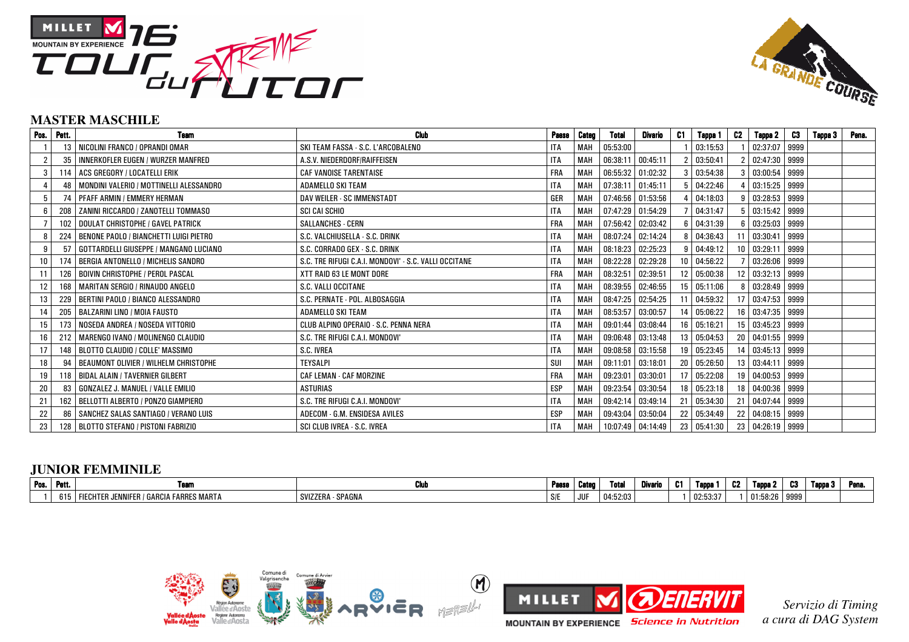## MASTER MASCHILE

| Pos. | Pett. | Team | Club | Paese | Categ | Total | Divario | C1 | Tappa 1 | C2 | Tappa 2 | C3 | Tappa 3 | Pena. |
|---|---|---|---|---|---|---|---|---|---|---|---|---|---|---|
| 1 | 13 | NICOLINI FRANCO / OPRANDI OMAR | SKI TEAM FASSA - S.C. L'ARCOBALENO | ITA | MAH | 05:53:00 | | 1 | 03:15:53 | 1 | 02:37:07 | 9999 | | |
| 2 | 35 | INNERKOFLER EUGEN / WURZER MANFRED | A.S.V. NIEDERDORF/RAIFFEISEN | ITA | MAH | 06:38:11 | 00:45:11 | 2 | 03:50:41 | 2 | 02:47:30 | 9999 | | |
| 3 | 114 | ACS GREGORY / LOCATELLI ERIK | CAF VANOISE TARENTAISE | FRA | MAH | 06:55:32 | 01:02:32 | 3 | 03:54:38 | 3 | 03:00:54 | 9999 | | |
| 4 | 48 | MONDINI VALERIO / MOTTINELLI ALESSANDRO | ADAMELLO SKI TEAM | ITA | MAH | 07:38:11 | 01:45:11 | 5 | 04:22:46 | 4 | 03:15:25 | 9999 | | |
| 5 | 74 | PFAFF ARMIN / EMMERY HERMAN | DAV WEILER - SC IMMENSTADT | GER | MAH | 07:46:56 | 01:53:56 | 4 | 04:18:03 | 9 | 03:28:53 | 9999 | | |
| 6 | 208 | ZANINI RICCARDO / ZANOTELLI TOMMASO | SCI CAI SCHIO | ITA | MAH | 07:47:29 | 01:54:29 | 7 | 04:31:47 | 5 | 03:15:42 | 9999 | | |
| 7 | 102 | DOULAT CHRISTOPHE / GAVEL PATRICK | SALLANCHES - CERN | FRA | MAH | 07:56:42 | 02:03:42 | 6 | 04:31:39 | 6 | 03:25:03 | 9999 | | |
| 8 | 224 | BENONE PAOLO / BIANCHETTI LUIGI PIETRO | S.C. VALCHIUSELLA - S.C. DRINK | ITA | MAH | 08:07:24 | 02:14:24 | 8 | 04:36:43 | 11 | 03:30:41 | 9999 | | |
| 9 | 57 | GOTTARDELLI GIUSEPPE / MANGANO LUCIANO | S.C. CORRADO GEX - S.C. DRINK | ITA | MAH | 08:18:23 | 02:25:23 | 9 | 04:49:12 | 10 | 03:29:11 | 9999 | | |
| 10 | 174 | BERGIA ANTONELLO / MICHELIS SANDRO | S.C. TRE RIFUGI C.A.I. MONDOVI' - S.C. VALLI OCCITANE | ITA | MAH | 08:22:28 | 02:29:28 | 10 | 04:56:22 | 7 | 03:26:06 | 9999 | | |
| 11 | 126 | BOIVIN CHRISTOPHE / PEROL PASCAL | XTT RAID 63 LE MONT DORE | FRA | MAH | 08:32:51 | 02:39:51 | 12 | 05:00:38 | 12 | 03:32:13 | 9999 | | |
| 12 | 168 | MARITAN SERGIO / RINAUDO ANGELO | S.C. VALLI OCCITANE | ITA | MAH | 08:39:55 | 02:46:55 | 15 | 05:11:06 | 8 | 03:28:49 | 9999 | | |
| 13 | 229 | BERTINI PAOLO / BIANCO ALESSANDRO | S.C. PERNATE - POL. ALBOSAGGIA | ITA | MAH | 08:47:25 | 02:54:25 | 11 | 04:59:32 | 17 | 03:47:53 | 9999 | | |
| 14 | 205 | BALZARINI LINO / MOIA FAUSTO | ADAMELLO SKI TEAM | ITA | MAH | 08:53:57 | 03:00:57 | 14 | 05:06:22 | 16 | 03:47:35 | 9999 | | |
| 15 | 173 | NOSEDA ANDREA / NOSEDA VITTORIO | CLUB ALPINO OPERAIO - S.C. PENNA NERA | ITA | MAH | 09:01:44 | 03:08:44 | 16 | 05:16:21 | 15 | 03:45:23 | 9999 | | |
| 16 | 212 | MARENGO IVANO / MOLINENGO CLAUDIO | S.C. TRE RIFUGI C.A.I. MONDOVI' | ITA | MAH | 09:06:48 | 03:13:48 | 13 | 05:04:53 | 20 | 04:01:55 | 9999 | | |
| 17 | 148 | BLOTTO CLAUDIO / COLLE' MASSIMO | S.C. IVREA | ITA | MAH | 09:08:58 | 03:15:58 | 19 | 05:23:45 | 14 | 03:45:13 | 9999 | | |
| 18 | 94 | BEAUMONT OLIVIER / WILHELM CHRISTOPHE | TEYSALPI | SUI | MAH | 09:11:01 | 03:18:01 | 20 | 05:26:50 | 13 | 03:44:11 | 9999 | | |
| 19 | 118 | BIDAL ALAIN / TAVERNIER GILBERT | CAF LEMAN - CAF MORZINE | FRA | MAH | 09:23:01 | 03:30:01 | 17 | 05:22:08 | 19 | 04:00:53 | 9999 | | |
| 20 | 83 | GONZALEZ J. MANUEL / VALLE EMILIO | ASTURIAS | ESP | MAH | 09:23:54 | 03:30:54 | 18 | 05:23:18 | 18 | 04:00:36 | 9999 | | |
| 21 | 162 | BELLOTTI ALBERTO / PONZO GIAMPIERO | S.C. TRE RIFUGI C.A.I. MONDOVI' | ITA | MAH | 09:42:14 | 03:49:14 | 21 | 05:34:30 | 21 | 04:07:44 | 9999 | | |
| 22 | 86 | SANCHEZ SALAS SANTIAGO / VERANO LUIS | ADECOM - G.M. ENSIDESA AVILES | ESP | MAH | 09:43:04 | 03:50:04 | 22 | 05:34:49 | 22 | 04:08:15 | 9999 | | |
| 23 | 128 | BLOTTO STEFANO / PISTONI FABRIZIO | SCI CLUB IVREA - S.C. IVREA | ITA | MAH | 10:07:49 | 04:14:49 | 23 | 05:41:30 | 23 | 04:26:19 | 9999 | | |

## JUNIOR FEMMINILE

| Pos. | Pett. | Team | Club | Paese | Categ | Total | Divario | C1 | Tappa 1 | C2 | Tappa 2 | C3 | Tappa 3 | Pena. |
|---|---|---|---|---|---|---|---|---|---|---|---|---|---|---|
| 1 | 615 | FIECHTER JENNIFER / GARCIA FARRES MARTA | SVIZZERA - SPAGNA | S/E | JUF | 04:52:03 | | 1 | 02:53:37 | 1 | 01:58:26 | 9999 | | |

*Servizio di Timing a cura di DAG System*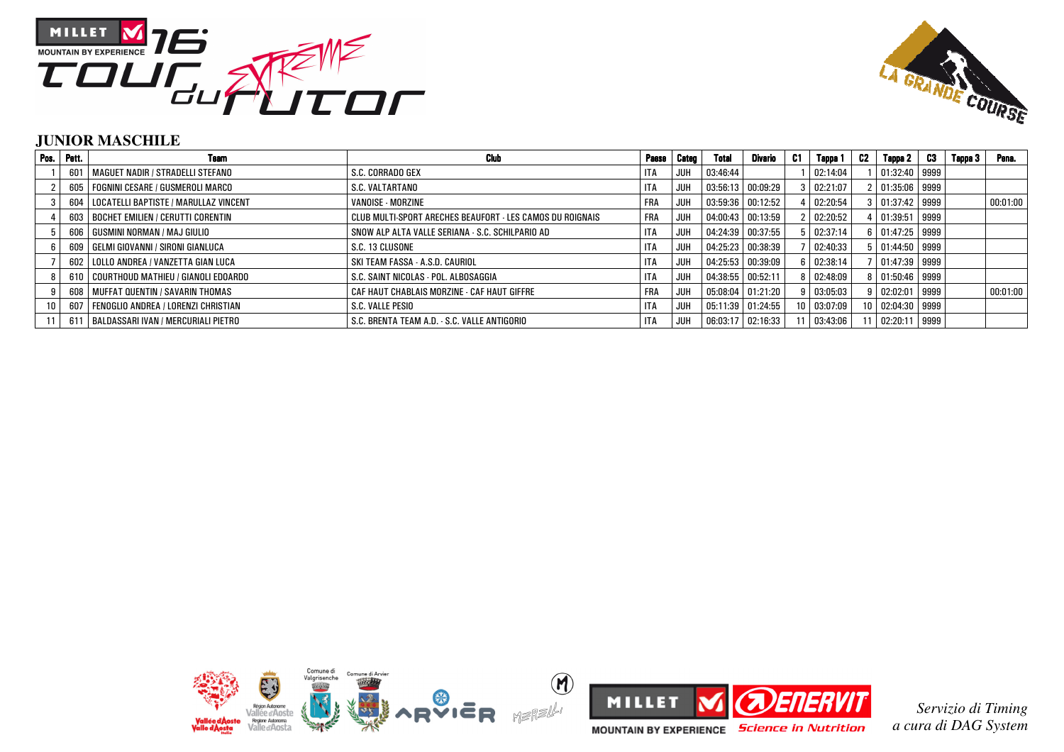## JUNIOR MASCHILE

| Pos. | Pett. | Team | Club | Paese | Categ | Total | Divario | C1 | Tappa 1 | C2 | Tappa 2 | C3 | Tappa 3 | Pena. |
|---|---|---|---|---|---|---|---|---|---|---|---|---|---|---|
| 1 | 601 | MAGUET NADIR / STRADELLI STEFANO | S.C. CORRADO GEX | ITA | JUH | 03:46:44 | | 1 | 02:14:04 | 1 | 01:32:40 | 9999 | | |
| 2 | 605 | FOGNINI CESARE / GUSMEROLI MARCO | S.C. VALTARTANO | ITA | JUH | 03:56:13 | 00:09:29 | 3 | 02:21:07 | 2 | 01:35:06 | 9999 | | |
| 3 | 604 | LOCATELLI BAPTISTE / MARULLAZ VINCENT | VANOISE - MORZINE | FRA | JUH | 03:59:36 | 00:12:52 | 4 | 02:20:54 | 3 | 01:37:42 | 9999 | | 00:01:00 |
| 4 | 603 | BOCHET EMILIEN / CERUTTI CORENTIN | CLUB MULTI-SPORT ARECHES BEAUFORT - LES CAMOS DU ROIGNAIS | FRA | JUH | 04:00:43 | 00:13:59 | 2 | 02:20:52 | 4 | 01:39:51 | 9999 | | |
| 5 | 606 | GUSMINI NORMAN / MAJ GIULIO | SNOW ALP ALTA VALLE SERIANA - S.C. SCHILPARIO AD | ITA | JUH | 04:24:39 | 00:37:55 | 5 | 02:37:14 | 6 | 01:47:25 | 9999 | | |
| 6 | 609 | GELMI GIOVANNI / SIRONI GIANLUCA | S.C. 13 CLUSONE | ITA | JUH | 04:25:23 | 00:38:39 | 7 | 02:40:33 | 5 | 01:44:50 | 9999 | | |
| 7 | 602 | LOLLO ANDREA / VANZETTA GIAN LUCA | SKI TEAM FASSA - A.S.D. CAURIOL | ITA | JUH | 04:25:53 | 00:39:09 | 6 | 02:38:14 | 7 | 01:47:39 | 9999 | | |
| 8 | 610 | COURTHOUD MATHIEU / GIANOLI EDOARDO | S.C. SAINT NICOLAS - POL. ALBOSAGGIA | ITA | JUH | 04:38:55 | 00:52:11 | 8 | 02:48:09 | 8 | 01:50:46 | 9999 | | |
| 9 | 608 | MUFFAT QUENTIN / SAVARIN THOMAS | CAF HAUT CHABLAIS MORZINE - CAF HAUT GIFFRE | FRA | JUH | 05:08:04 | 01:21:20 | 9 | 03:05:03 | 9 | 02:02:01 | 9999 | | 00:01:00 |
| 10 | 607 | FENOGLIO ANDREA / LORENZI CHRISTIAN | S.C. VALLE PESIO | ITA | JUH | 05:11:39 | 01:24:55 | 10 | 03:07:09 | 10 | 02:04:30 | 9999 | | |
| 11 | 611 | BALDASSARI IVAN / MERCURIALI PIETRO | S.C. BRENTA TEAM A.D. - S.C. VALLE ANTIGORIO | ITA | JUH | 06:03:17 | 02:16:33 | 11 | 03:43:06 | 11 | 02:20:11 | 9999 | | |

*Servizio di Timing*
*a cura di DAG System*